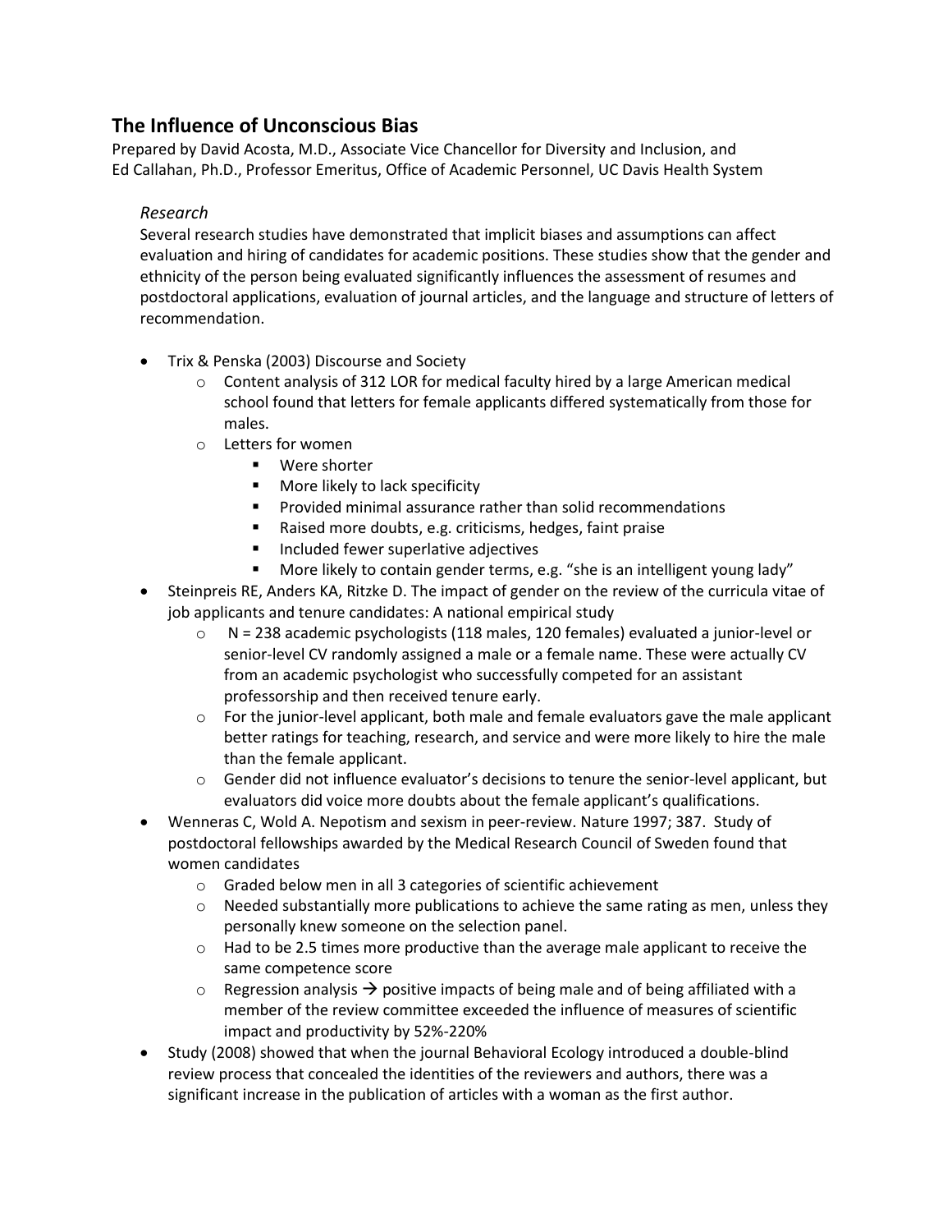## The Influence of Unconscious Bias

Prepared by David Acosta, M.D., Associate Vice Chancellor for Diversity and Inclusion, and Ed Callahan, Ph.D., Professor Emeritus, Office of Academic Personnel, UC Davis Health System

### *Research*

Several research studies have demonstrated that implicit biases and assumptions can affect evaluation and hiring of candidates for academic positions. These studies show that the gender and ethnicity of the person being evaluated significantly influences the assessment of resumes and postdoctoral applications, evaluation of journal articles, and the language and structure of letters of recommendation.

- Trix & Penska (2003) Discourse and Society
  - Content analysis of 312 LOR for medical faculty hired by a large American medical school found that letters for female applicants differed systematically from those for males.
  - Letters for women
    - Were shorter
    - More likely to lack specificity
    - Provided minimal assurance rather than solid recommendations
    - Raised more doubts, e.g. criticisms, hedges, faint praise
    - Included fewer superlative adjectives
    - More likely to contain gender terms, e.g. "she is an intelligent young lady"
- Steinpreis RE, Anders KA, Ritzke D. The impact of gender on the review of the curricula vitae of job applicants and tenure candidates: A national empirical study
  - N = 238 academic psychologists (118 males, 120 females) evaluated a junior-level or senior-level CV randomly assigned a male or a female name. These were actually CV from an academic psychologist who successfully competed for an assistant professorship and then received tenure early.
  - For the junior-level applicant, both male and female evaluators gave the male applicant better ratings for teaching, research, and service and were more likely to hire the male than the female applicant.
  - Gender did not influence evaluator's decisions to tenure the senior-level applicant, but evaluators did voice more doubts about the female applicant's qualifications.
- Wenneras C, Wold A. Nepotism and sexism in peer-review. Nature 1997; 387. Study of postdoctoral fellowships awarded by the Medical Research Council of Sweden found that women candidates
  - Graded below men in all 3 categories of scientific achievement
  - Needed substantially more publications to achieve the same rating as men, unless they personally knew someone on the selection panel.
  - Had to be 2.5 times more productive than the average male applicant to receive the same competence score
  - Regression analysis → positive impacts of being male and of being affiliated with a member of the review committee exceeded the influence of measures of scientific impact and productivity by 52%-220%
- Study (2008) showed that when the journal Behavioral Ecology introduced a double-blind review process that concealed the identities of the reviewers and authors, there was a significant increase in the publication of articles with a woman as the first author.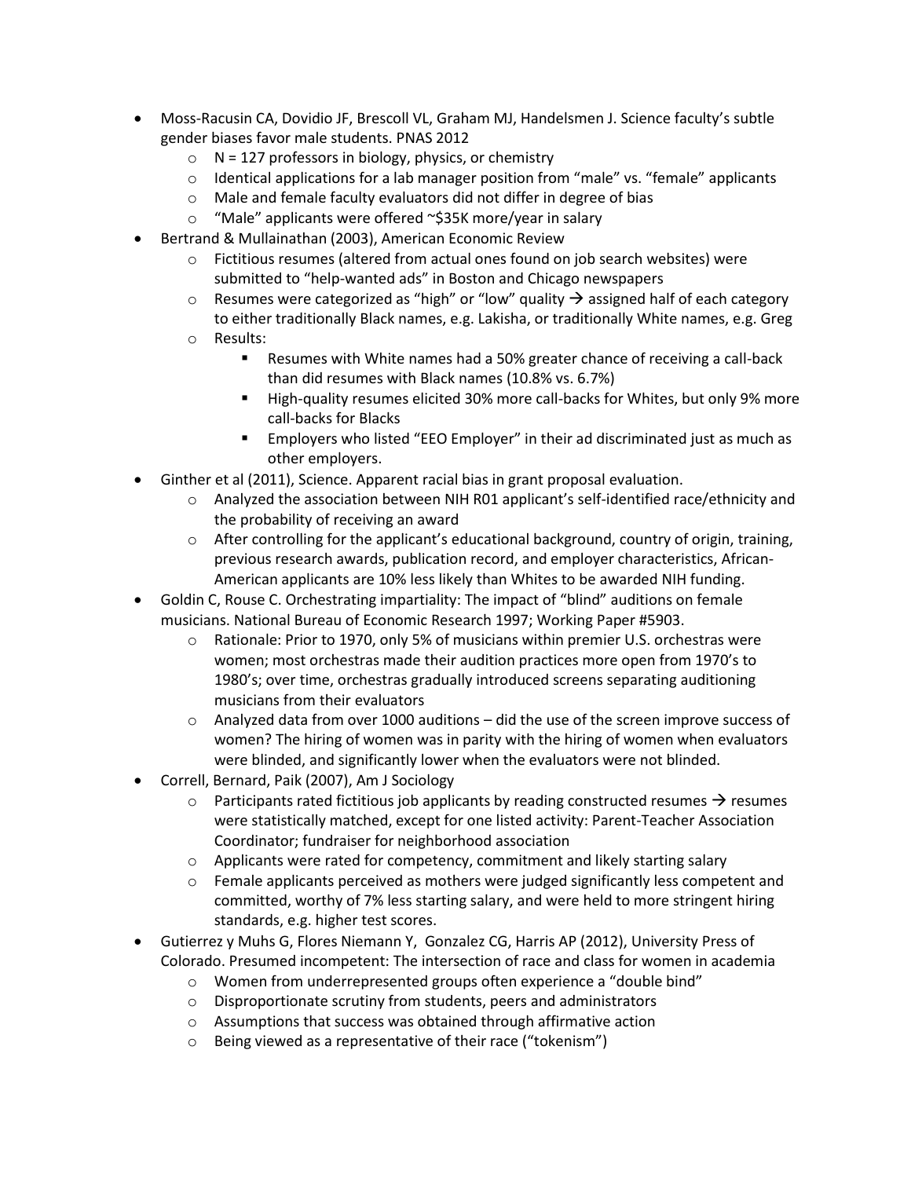- Moss-Racusin CA, Dovidio JF, Brescoll VL, Graham MJ, Handelsmen J. Science faculty's subtle gender biases favor male students. PNAS 2012
  - N = 127 professors in biology, physics, or chemistry
  - Identical applications for a lab manager position from "male" vs. "female" applicants
  - Male and female faculty evaluators did not differ in degree of bias
  - "Male" applicants were offered ~$35K more/year in salary
- Bertrand & Mullainathan (2003), American Economic Review
  - Fictitious resumes (altered from actual ones found on job search websites) were submitted to "help-wanted ads" in Boston and Chicago newspapers
  - Resumes were categorized as "high" or "low" quality → assigned half of each category to either traditionally Black names, e.g. Lakisha, or traditionally White names, e.g. Greg
  - Results:
    - Resumes with White names had a 50% greater chance of receiving a call-back than did resumes with Black names (10.8% vs. 6.7%)
    - High-quality resumes elicited 30% more call-backs for Whites, but only 9% more call-backs for Blacks
    - Employers who listed "EEO Employer" in their ad discriminated just as much as other employers.
- Ginther et al (2011), Science. Apparent racial bias in grant proposal evaluation.
  - Analyzed the association between NIH R01 applicant's self-identified race/ethnicity and the probability of receiving an award
  - After controlling for the applicant's educational background, country of origin, training, previous research awards, publication record, and employer characteristics, African-American applicants are 10% less likely than Whites to be awarded NIH funding.
- Goldin C, Rouse C. Orchestrating impartiality: The impact of "blind" auditions on female musicians. National Bureau of Economic Research 1997; Working Paper #5903.
  - Rationale: Prior to 1970, only 5% of musicians within premier U.S. orchestras were women; most orchestras made their audition practices more open from 1970's to 1980's; over time, orchestras gradually introduced screens separating auditioning musicians from their evaluators
  - Analyzed data from over 1000 auditions – did the use of the screen improve success of women? The hiring of women was in parity with the hiring of women when evaluators were blinded, and significantly lower when the evaluators were not blinded.
- Correll, Bernard, Paik (2007), Am J Sociology
  - Participants rated fictitious job applicants by reading constructed resumes → resumes were statistically matched, except for one listed activity: Parent-Teacher Association Coordinator; fundraiser for neighborhood association
  - Applicants were rated for competency, commitment and likely starting salary
  - Female applicants perceived as mothers were judged significantly less competent and committed, worthy of 7% less starting salary, and were held to more stringent hiring standards, e.g. higher test scores.
- Gutierrez y Muhs G, Flores Niemann Y, Gonzalez CG, Harris AP (2012), University Press of Colorado. Presumed incompetent: The intersection of race and class for women in academia
  - Women from underrepresented groups often experience a "double bind"
  - Disproportionate scrutiny from students, peers and administrators
  - Assumptions that success was obtained through affirmative action
  - Being viewed as a representative of their race ("tokenism")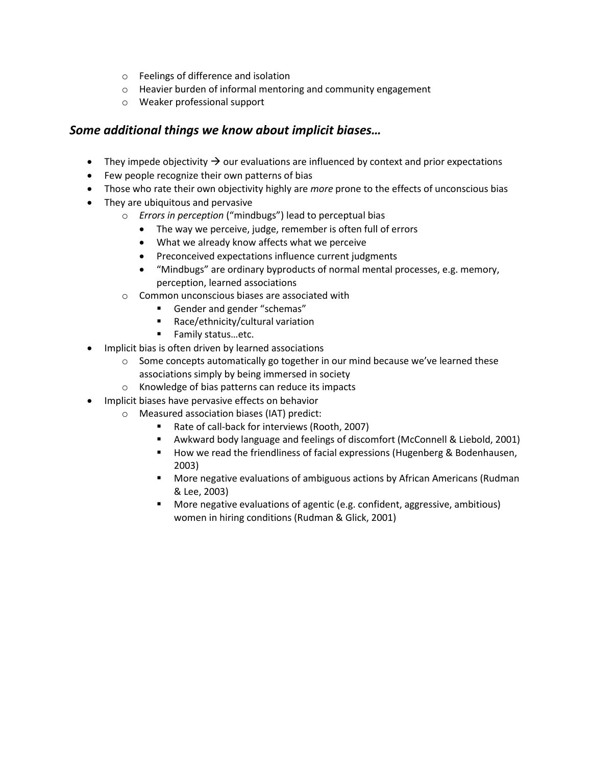- Feelings of difference and isolation
- Heavier burden of informal mentoring and community engagement
- Weaker professional support

## *Some additional things we know about implicit biases…*

- They impede objectivity → our evaluations are influenced by context and prior expectations
- Few people recognize their own patterns of bias
- Those who rate their own objectivity highly are *more* prone to the effects of unconscious bias
- They are ubiquitous and pervasive
  - *Errors in perception* ("mindbugs") lead to perceptual bias
    - The way we perceive, judge, remember is often full of errors
    - What we already know affects what we perceive
    - Preconceived expectations influence current judgments
    - "Mindbugs" are ordinary byproducts of normal mental processes, e.g. memory, perception, learned associations
  - Common unconscious biases are associated with
    - Gender and gender "schemas"
    - Race/ethnicity/cultural variation
    - Family status…etc.
- Implicit bias is often driven by learned associations
  - Some concepts automatically go together in our mind because we've learned these associations simply by being immersed in society
  - Knowledge of bias patterns can reduce its impacts
- Implicit biases have pervasive effects on behavior
  - Measured association biases (IAT) predict:
    - Rate of call-back for interviews (Rooth, 2007)
    - Awkward body language and feelings of discomfort (McConnell & Liebold, 2001)
    - How we read the friendliness of facial expressions (Hugenberg & Bodenhausen, 2003)
    - More negative evaluations of ambiguous actions by African Americans (Rudman & Lee, 2003)
    - More negative evaluations of agentic (e.g. confident, aggressive, ambitious) women in hiring conditions (Rudman & Glick, 2001)